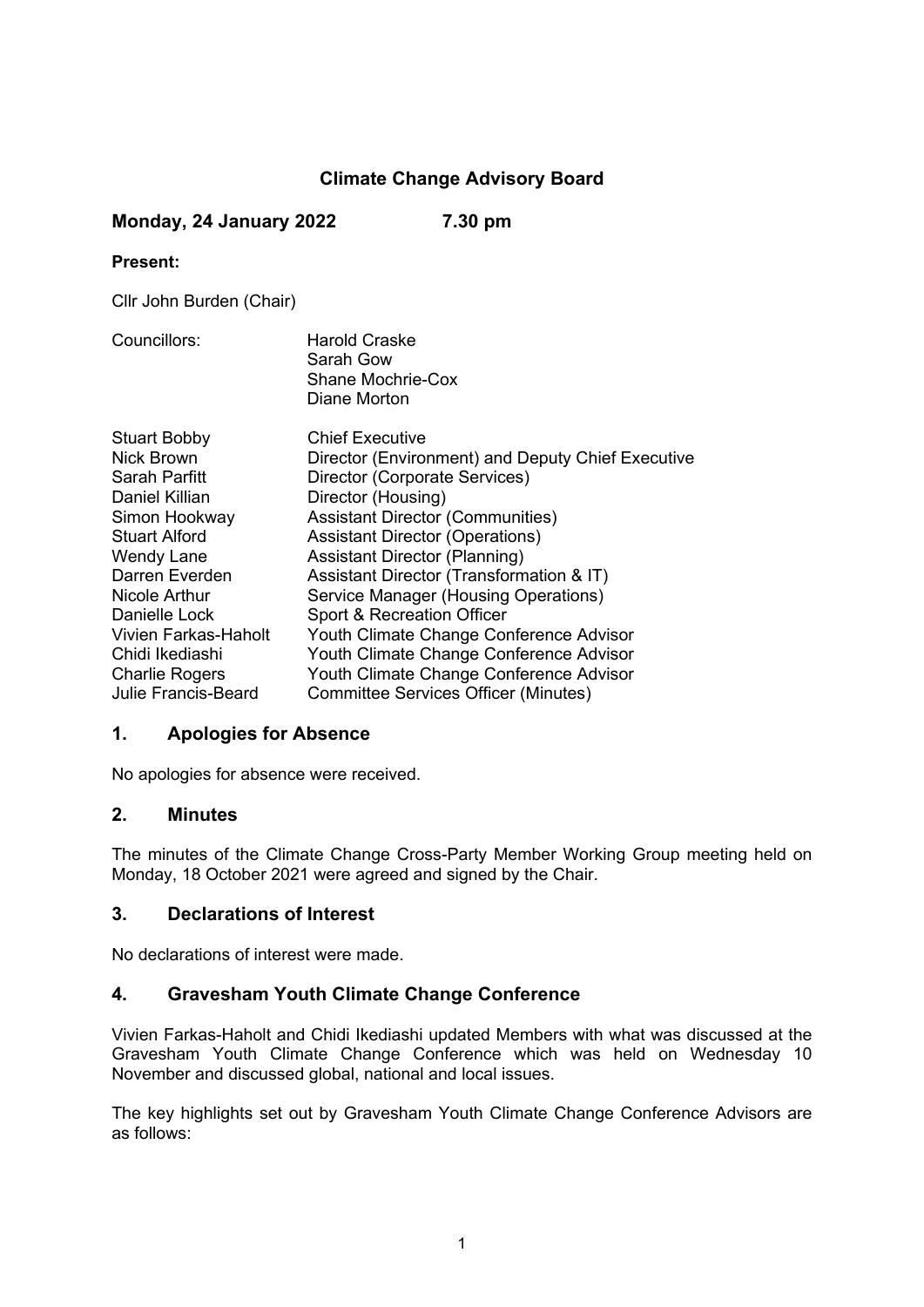# Climate Change Advisory Board

**Monday, 24 January 2022 7.30 pm**

**Present:**

Cllr John Burden (Chair)

| | |
|---|---|
| Councillors: | Harold Craske |
| | Sarah Gow |
| | Shane Mochrie-Cox |
| | Diane Morton |

| | |
|---|---|
| Stuart Bobby | Chief Executive |
| Nick Brown | Director (Environment) and Deputy Chief Executive |
| Sarah Parfitt | Director (Corporate Services) |
| Daniel Killian | Director (Housing) |
| Simon Hookway | Assistant Director (Communities) |
| Stuart Alford | Assistant Director (Operations) |
| Wendy Lane | Assistant Director (Planning) |
| Darren Everden | Assistant Director (Transformation & IT) |
| Nicole Arthur | Service Manager (Housing Operations) |
| Danielle Lock | Sport & Recreation Officer |
| Vivien Farkas-Haholt | Youth Climate Change Conference Advisor |
| Chidi Ikediashi | Youth Climate Change Conference Advisor |
| Charlie Rogers | Youth Climate Change Conference Advisor |
| Julie Francis-Beard | Committee Services Officer (Minutes) |

## 1. Apologies for Absence

No apologies for absence were received.

## 2. Minutes

The minutes of the Climate Change Cross-Party Member Working Group meeting held on Monday, 18 October 2021 were agreed and signed by the Chair.

## 3. Declarations of Interest

No declarations of interest were made.

## 4. Gravesham Youth Climate Change Conference

Vivien Farkas-Haholt and Chidi Ikediashi updated Members with what was discussed at the Gravesham Youth Climate Change Conference which was held on Wednesday 10 November and discussed global, national and local issues.

The key highlights set out by Gravesham Youth Climate Change Conference Advisors are as follows: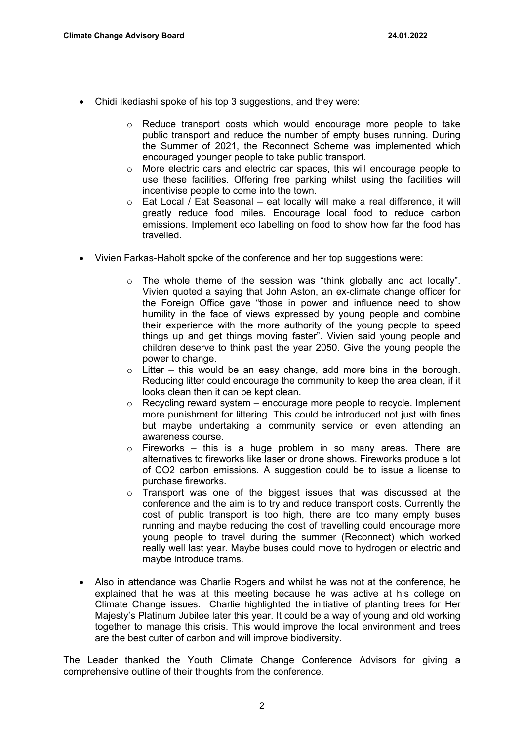- Chidi Ikediashi spoke of his top 3 suggestions, and they were:

    - Reduce transport costs which would encourage more people to take public transport and reduce the number of empty buses running. During the Summer of 2021, the Reconnect Scheme was implemented which encouraged younger people to take public transport.
    - More electric cars and electric car spaces, this will encourage people to use these facilities. Offering free parking whilst using the facilities will incentivise people to come into the town.
    - Eat Local / Eat Seasonal – eat locally will make a real difference, it will greatly reduce food miles. Encourage local food to reduce carbon emissions. Implement eco labelling on food to show how far the food has travelled.

- Vivien Farkas-Haholt spoke of the conference and her top suggestions were:

    - The whole theme of the session was "think globally and act locally". Vivien quoted a saying that John Aston, an ex-climate change officer for the Foreign Office gave "those in power and influence need to show humility in the face of views expressed by young people and combine their experience with the more authority of the young people to speed things up and get things moving faster". Vivien said young people and children deserve to think past the year 2050. Give the young people the power to change.
    - Litter – this would be an easy change, add more bins in the borough. Reducing litter could encourage the community to keep the area clean, if it looks clean then it can be kept clean.
    - Recycling reward system – encourage more people to recycle. Implement more punishment for littering. This could be introduced not just with fines but maybe undertaking a community service or even attending an awareness course.
    - Fireworks – this is a huge problem in so many areas. There are alternatives to fireworks like laser or drone shows. Fireworks produce a lot of CO2 carbon emissions. A suggestion could be to issue a license to purchase fireworks.
    - Transport was one of the biggest issues that was discussed at the conference and the aim is to try and reduce transport costs. Currently the cost of public transport is too high, there are too many empty buses running and maybe reducing the cost of travelling could encourage more young people to travel during the summer (Reconnect) which worked really well last year. Maybe buses could move to hydrogen or electric and maybe introduce trams.

- Also in attendance was Charlie Rogers and whilst he was not at the conference, he explained that he was at this meeting because he was active at his college on Climate Change issues. Charlie highlighted the initiative of planting trees for Her Majesty's Platinum Jubilee later this year. It could be a way of young and old working together to manage this crisis. This would improve the local environment and trees are the best cutter of carbon and will improve biodiversity.

The Leader thanked the Youth Climate Change Conference Advisors for giving a comprehensive outline of their thoughts from the conference.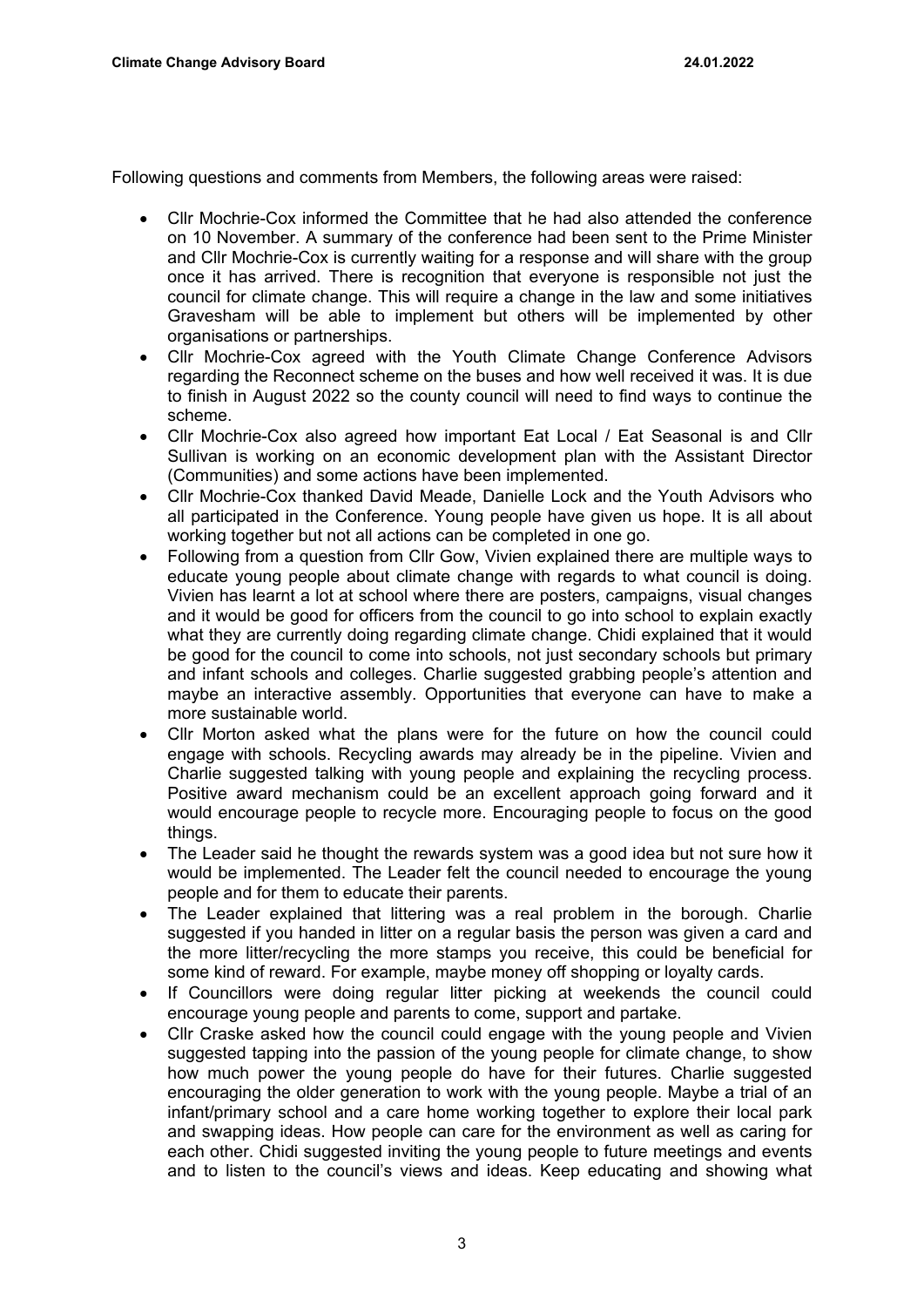Following questions and comments from Members, the following areas were raised:

- Cllr Mochrie-Cox informed the Committee that he had also attended the conference on 10 November. A summary of the conference had been sent to the Prime Minister and Cllr Mochrie-Cox is currently waiting for a response and will share with the group once it has arrived. There is recognition that everyone is responsible not just the council for climate change. This will require a change in the law and some initiatives Gravesham will be able to implement but others will be implemented by other organisations or partnerships.
- Cllr Mochrie-Cox agreed with the Youth Climate Change Conference Advisors regarding the Reconnect scheme on the buses and how well received it was. It is due to finish in August 2022 so the county council will need to find ways to continue the scheme.
- Cllr Mochrie-Cox also agreed how important Eat Local / Eat Seasonal is and Cllr Sullivan is working on an economic development plan with the Assistant Director (Communities) and some actions have been implemented.
- Cllr Mochrie-Cox thanked David Meade, Danielle Lock and the Youth Advisors who all participated in the Conference. Young people have given us hope. It is all about working together but not all actions can be completed in one go.
- Following from a question from Cllr Gow, Vivien explained there are multiple ways to educate young people about climate change with regards to what council is doing. Vivien has learnt a lot at school where there are posters, campaigns, visual changes and it would be good for officers from the council to go into school to explain exactly what they are currently doing regarding climate change. Chidi explained that it would be good for the council to come into schools, not just secondary schools but primary and infant schools and colleges. Charlie suggested grabbing people's attention and maybe an interactive assembly. Opportunities that everyone can have to make a more sustainable world.
- Cllr Morton asked what the plans were for the future on how the council could engage with schools. Recycling awards may already be in the pipeline. Vivien and Charlie suggested talking with young people and explaining the recycling process. Positive award mechanism could be an excellent approach going forward and it would encourage people to recycle more. Encouraging people to focus on the good things.
- The Leader said he thought the rewards system was a good idea but not sure how it would be implemented. The Leader felt the council needed to encourage the young people and for them to educate their parents.
- The Leader explained that littering was a real problem in the borough. Charlie suggested if you handed in litter on a regular basis the person was given a card and the more litter/recycling the more stamps you receive, this could be beneficial for some kind of reward. For example, maybe money off shopping or loyalty cards.
- If Councillors were doing regular litter picking at weekends the council could encourage young people and parents to come, support and partake.
- Cllr Craske asked how the council could engage with the young people and Vivien suggested tapping into the passion of the young people for climate change, to show how much power the young people do have for their futures. Charlie suggested encouraging the older generation to work with the young people. Maybe a trial of an infant/primary school and a care home working together to explore their local park and swapping ideas. How people can care for the environment as well as caring for each other. Chidi suggested inviting the young people to future meetings and events and to listen to the council's views and ideas. Keep educating and showing what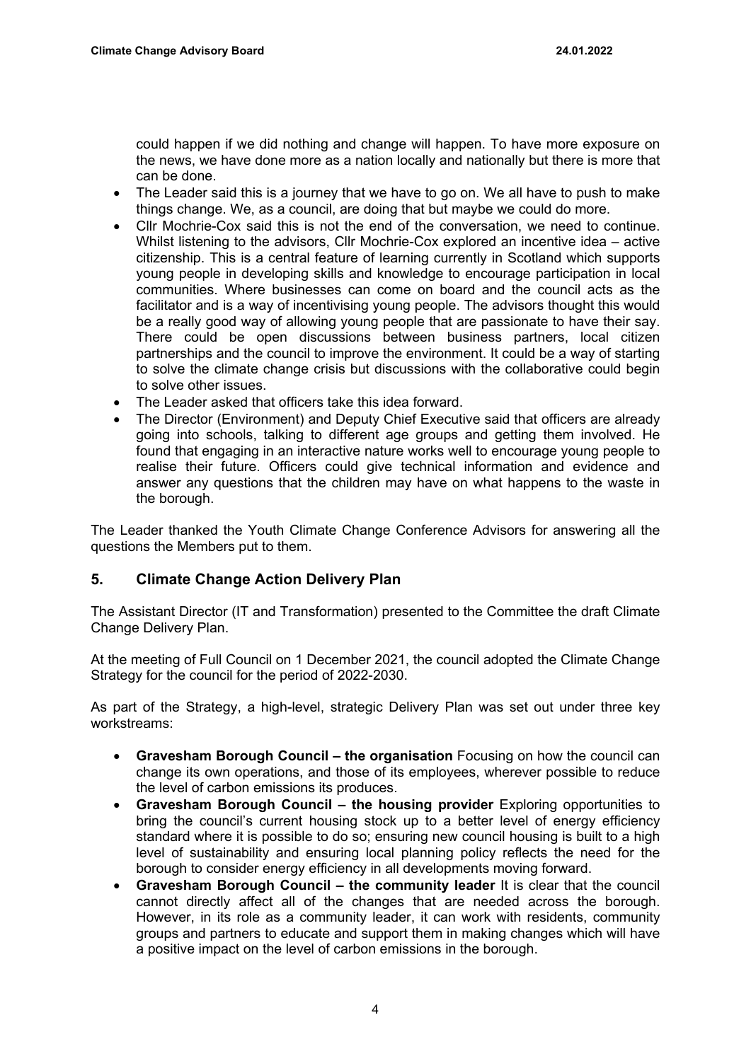could happen if we did nothing and change will happen. To have more exposure on the news, we have done more as a nation locally and nationally but there is more that can be done.

- The Leader said this is a journey that we have to go on. We all have to push to make things change. We, as a council, are doing that but maybe we could do more.
- Cllr Mochrie-Cox said this is not the end of the conversation, we need to continue. Whilst listening to the advisors, Cllr Mochrie-Cox explored an incentive idea – active citizenship. This is a central feature of learning currently in Scotland which supports young people in developing skills and knowledge to encourage participation in local communities. Where businesses can come on board and the council acts as the facilitator and is a way of incentivising young people. The advisors thought this would be a really good way of allowing young people that are passionate to have their say. There could be open discussions between business partners, local citizen partnerships and the council to improve the environment. It could be a way of starting to solve the climate change crisis but discussions with the collaborative could begin to solve other issues.
- The Leader asked that officers take this idea forward.
- The Director (Environment) and Deputy Chief Executive said that officers are already going into schools, talking to different age groups and getting them involved. He found that engaging in an interactive nature works well to encourage young people to realise their future. Officers could give technical information and evidence and answer any questions that the children may have on what happens to the waste in the borough.

The Leader thanked the Youth Climate Change Conference Advisors for answering all the questions the Members put to them.

## 5. Climate Change Action Delivery Plan

The Assistant Director (IT and Transformation) presented to the Committee the draft Climate Change Delivery Plan.

At the meeting of Full Council on 1 December 2021, the council adopted the Climate Change Strategy for the council for the period of 2022-2030.

As part of the Strategy, a high-level, strategic Delivery Plan was set out under three key workstreams:

- **Gravesham Borough Council – the organisation** Focusing on how the council can change its own operations, and those of its employees, wherever possible to reduce the level of carbon emissions its produces.
- **Gravesham Borough Council – the housing provider** Exploring opportunities to bring the council's current housing stock up to a better level of energy efficiency standard where it is possible to do so; ensuring new council housing is built to a high level of sustainability and ensuring local planning policy reflects the need for the borough to consider energy efficiency in all developments moving forward.
- **Gravesham Borough Council – the community leader** It is clear that the council cannot directly affect all of the changes that are needed across the borough. However, in its role as a community leader, it can work with residents, community groups and partners to educate and support them in making changes which will have a positive impact on the level of carbon emissions in the borough.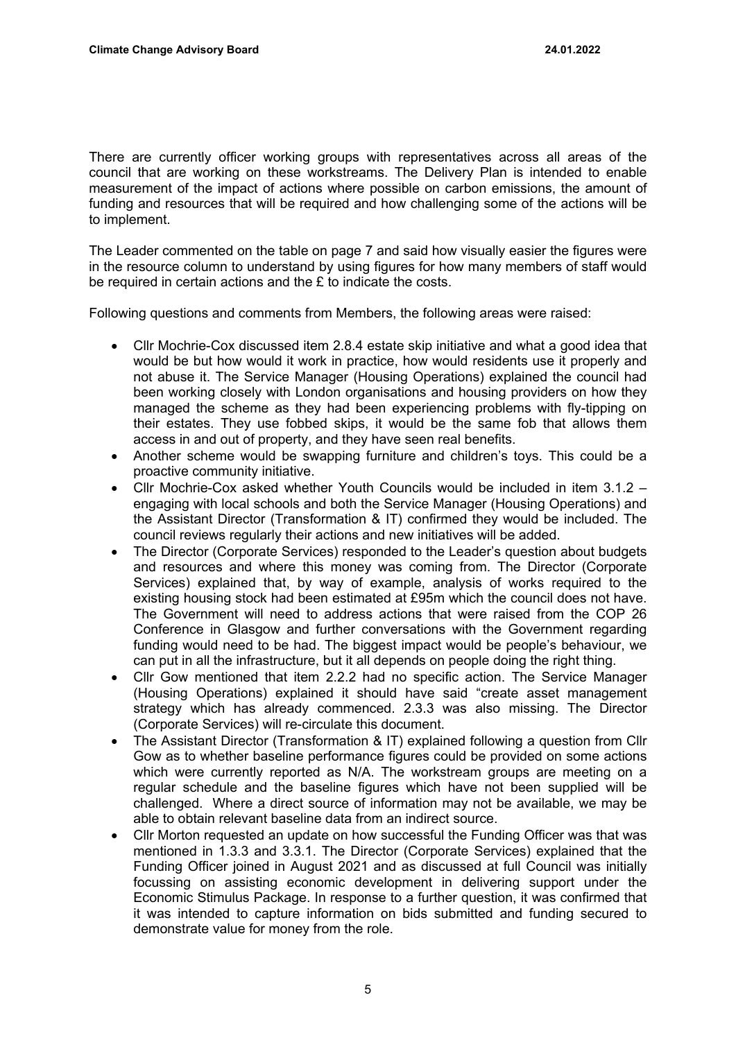There are currently officer working groups with representatives across all areas of the council that are working on these workstreams. The Delivery Plan is intended to enable measurement of the impact of actions where possible on carbon emissions, the amount of funding and resources that will be required and how challenging some of the actions will be to implement.

The Leader commented on the table on page 7 and said how visually easier the figures were in the resource column to understand by using figures for how many members of staff would be required in certain actions and the £ to indicate the costs.

Following questions and comments from Members, the following areas were raised:

- Cllr Mochrie-Cox discussed item 2.8.4 estate skip initiative and what a good idea that would be but how would it work in practice, how would residents use it properly and not abuse it. The Service Manager (Housing Operations) explained the council had been working closely with London organisations and housing providers on how they managed the scheme as they had been experiencing problems with fly-tipping on their estates. They use fobbed skips, it would be the same fob that allows them access in and out of property, and they have seen real benefits.
- Another scheme would be swapping furniture and children's toys. This could be a proactive community initiative.
- Cllr Mochrie-Cox asked whether Youth Councils would be included in item 3.1.2 – engaging with local schools and both the Service Manager (Housing Operations) and the Assistant Director (Transformation & IT) confirmed they would be included. The council reviews regularly their actions and new initiatives will be added.
- The Director (Corporate Services) responded to the Leader's question about budgets and resources and where this money was coming from. The Director (Corporate Services) explained that, by way of example, analysis of works required to the existing housing stock had been estimated at £95m which the council does not have. The Government will need to address actions that were raised from the COP 26 Conference in Glasgow and further conversations with the Government regarding funding would need to be had. The biggest impact would be people's behaviour, we can put in all the infrastructure, but it all depends on people doing the right thing.
- Cllr Gow mentioned that item 2.2.2 had no specific action. The Service Manager (Housing Operations) explained it should have said "create asset management strategy which has already commenced. 2.3.3 was also missing. The Director (Corporate Services) will re-circulate this document.
- The Assistant Director (Transformation & IT) explained following a question from Cllr Gow as to whether baseline performance figures could be provided on some actions which were currently reported as N/A. The workstream groups are meeting on a regular schedule and the baseline figures which have not been supplied will be challenged. Where a direct source of information may not be available, we may be able to obtain relevant baseline data from an indirect source.
- Cllr Morton requested an update on how successful the Funding Officer was that was mentioned in 1.3.3 and 3.3.1. The Director (Corporate Services) explained that the Funding Officer joined in August 2021 and as discussed at full Council was initially focussing on assisting economic development in delivering support under the Economic Stimulus Package. In response to a further question, it was confirmed that it was intended to capture information on bids submitted and funding secured to demonstrate value for money from the role.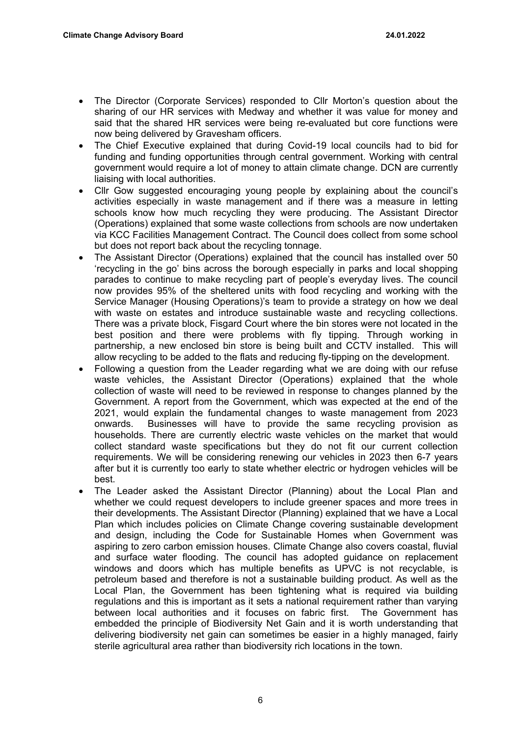- The Director (Corporate Services) responded to Cllr Morton's question about the sharing of our HR services with Medway and whether it was value for money and said that the shared HR services were being re-evaluated but core functions were now being delivered by Gravesham officers.
- The Chief Executive explained that during Covid-19 local councils had to bid for funding and funding opportunities through central government. Working with central government would require a lot of money to attain climate change. DCN are currently liaising with local authorities.
- Cllr Gow suggested encouraging young people by explaining about the council's activities especially in waste management and if there was a measure in letting schools know how much recycling they were producing. The Assistant Director (Operations) explained that some waste collections from schools are now undertaken via KCC Facilities Management Contract. The Council does collect from some school but does not report back about the recycling tonnage.
- The Assistant Director (Operations) explained that the council has installed over 50 'recycling in the go' bins across the borough especially in parks and local shopping parades to continue to make recycling part of people's everyday lives. The council now provides 95% of the sheltered units with food recycling and working with the Service Manager (Housing Operations)'s team to provide a strategy on how we deal with waste on estates and introduce sustainable waste and recycling collections. There was a private block, Fisgard Court where the bin stores were not located in the best position and there were problems with fly tipping. Through working in partnership, a new enclosed bin store is being built and CCTV installed. This will allow recycling to be added to the flats and reducing fly-tipping on the development.
- Following a question from the Leader regarding what we are doing with our refuse waste vehicles, the Assistant Director (Operations) explained that the whole collection of waste will need to be reviewed in response to changes planned by the Government. A report from the Government, which was expected at the end of the 2021, would explain the fundamental changes to waste management from 2023 onwards. Businesses will have to provide the same recycling provision as households. There are currently electric waste vehicles on the market that would collect standard waste specifications but they do not fit our current collection requirements. We will be considering renewing our vehicles in 2023 then 6-7 years after but it is currently too early to state whether electric or hydrogen vehicles will be best.
- The Leader asked the Assistant Director (Planning) about the Local Plan and whether we could request developers to include greener spaces and more trees in their developments. The Assistant Director (Planning) explained that we have a Local Plan which includes policies on Climate Change covering sustainable development and design, including the Code for Sustainable Homes when Government was aspiring to zero carbon emission houses. Climate Change also covers coastal, fluvial and surface water flooding. The council has adopted guidance on replacement windows and doors which has multiple benefits as UPVC is not recyclable, is petroleum based and therefore is not a sustainable building product. As well as the Local Plan, the Government has been tightening what is required via building regulations and this is important as it sets a national requirement rather than varying between local authorities and it focuses on fabric first. The Government has embedded the principle of Biodiversity Net Gain and it is worth understanding that delivering biodiversity net gain can sometimes be easier in a highly managed, fairly sterile agricultural area rather than biodiversity rich locations in the town.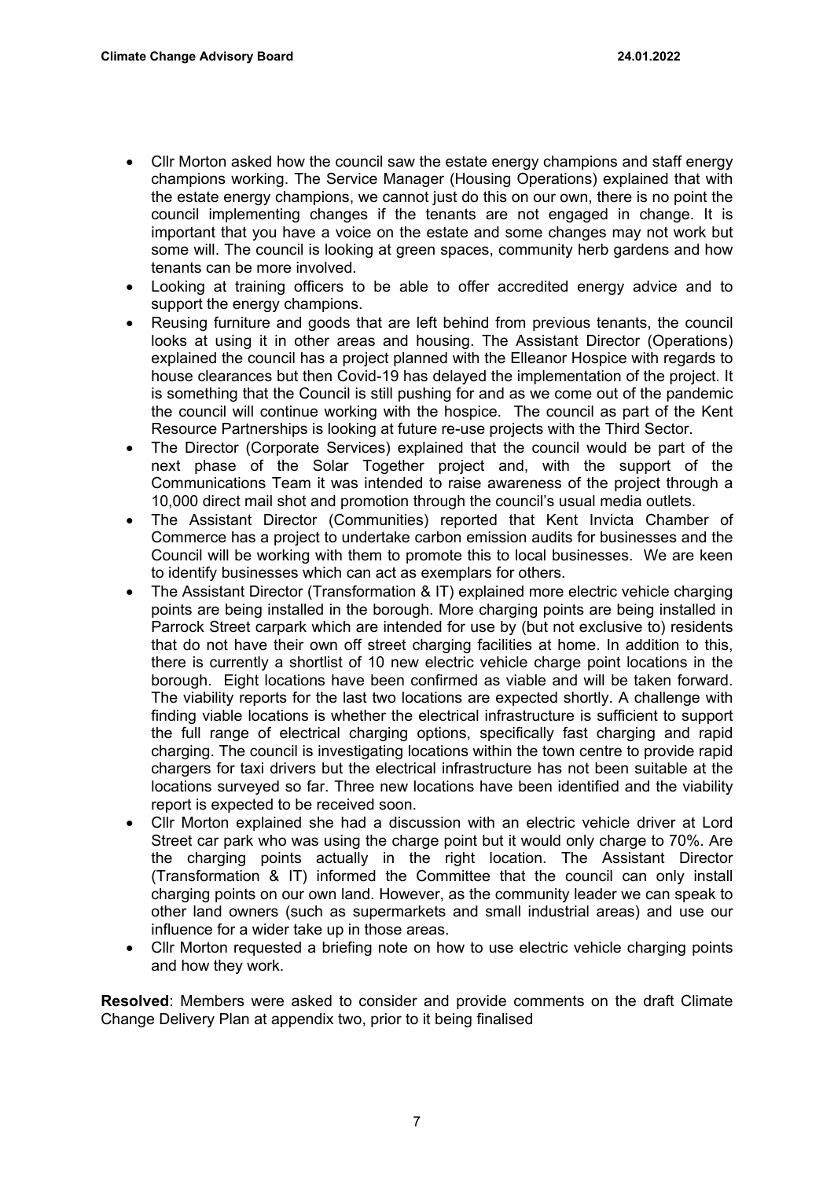- Cllr Morton asked how the council saw the estate energy champions and staff energy champions working. The Service Manager (Housing Operations) explained that with the estate energy champions, we cannot just do this on our own, there is no point the council implementing changes if the tenants are not engaged in change. It is important that you have a voice on the estate and some changes may not work but some will. The council is looking at green spaces, community herb gardens and how tenants can be more involved.
- Looking at training officers to be able to offer accredited energy advice and to support the energy champions.
- Reusing furniture and goods that are left behind from previous tenants, the council looks at using it in other areas and housing. The Assistant Director (Operations) explained the council has a project planned with the Elleanor Hospice with regards to house clearances but then Covid-19 has delayed the implementation of the project. It is something that the Council is still pushing for and as we come out of the pandemic the council will continue working with the hospice. The council as part of the Kent Resource Partnerships is looking at future re-use projects with the Third Sector.
- The Director (Corporate Services) explained that the council would be part of the next phase of the Solar Together project and, with the support of the Communications Team it was intended to raise awareness of the project through a 10,000 direct mail shot and promotion through the council's usual media outlets.
- The Assistant Director (Communities) reported that Kent Invicta Chamber of Commerce has a project to undertake carbon emission audits for businesses and the Council will be working with them to promote this to local businesses. We are keen to identify businesses which can act as exemplars for others.
- The Assistant Director (Transformation & IT) explained more electric vehicle charging points are being installed in the borough. More charging points are being installed in Parrock Street carpark which are intended for use by (but not exclusive to) residents that do not have their own off street charging facilities at home. In addition to this, there is currently a shortlist of 10 new electric vehicle charge point locations in the borough. Eight locations have been confirmed as viable and will be taken forward. The viability reports for the last two locations are expected shortly. A challenge with finding viable locations is whether the electrical infrastructure is sufficient to support the full range of electrical charging options, specifically fast charging and rapid charging. The council is investigating locations within the town centre to provide rapid chargers for taxi drivers but the electrical infrastructure has not been suitable at the locations surveyed so far. Three new locations have been identified and the viability report is expected to be received soon.
- Cllr Morton explained she had a discussion with an electric vehicle driver at Lord Street car park who was using the charge point but it would only charge to 70%. Are the charging points actually in the right location. The Assistant Director (Transformation & IT) informed the Committee that the council can only install charging points on our own land. However, as the community leader we can speak to other land owners (such as supermarkets and small industrial areas) and use our influence for a wider take up in those areas.
- Cllr Morton requested a briefing note on how to use electric vehicle charging points and how they work.

**Resolved**: Members were asked to consider and provide comments on the draft Climate Change Delivery Plan at appendix two, prior to it being finalised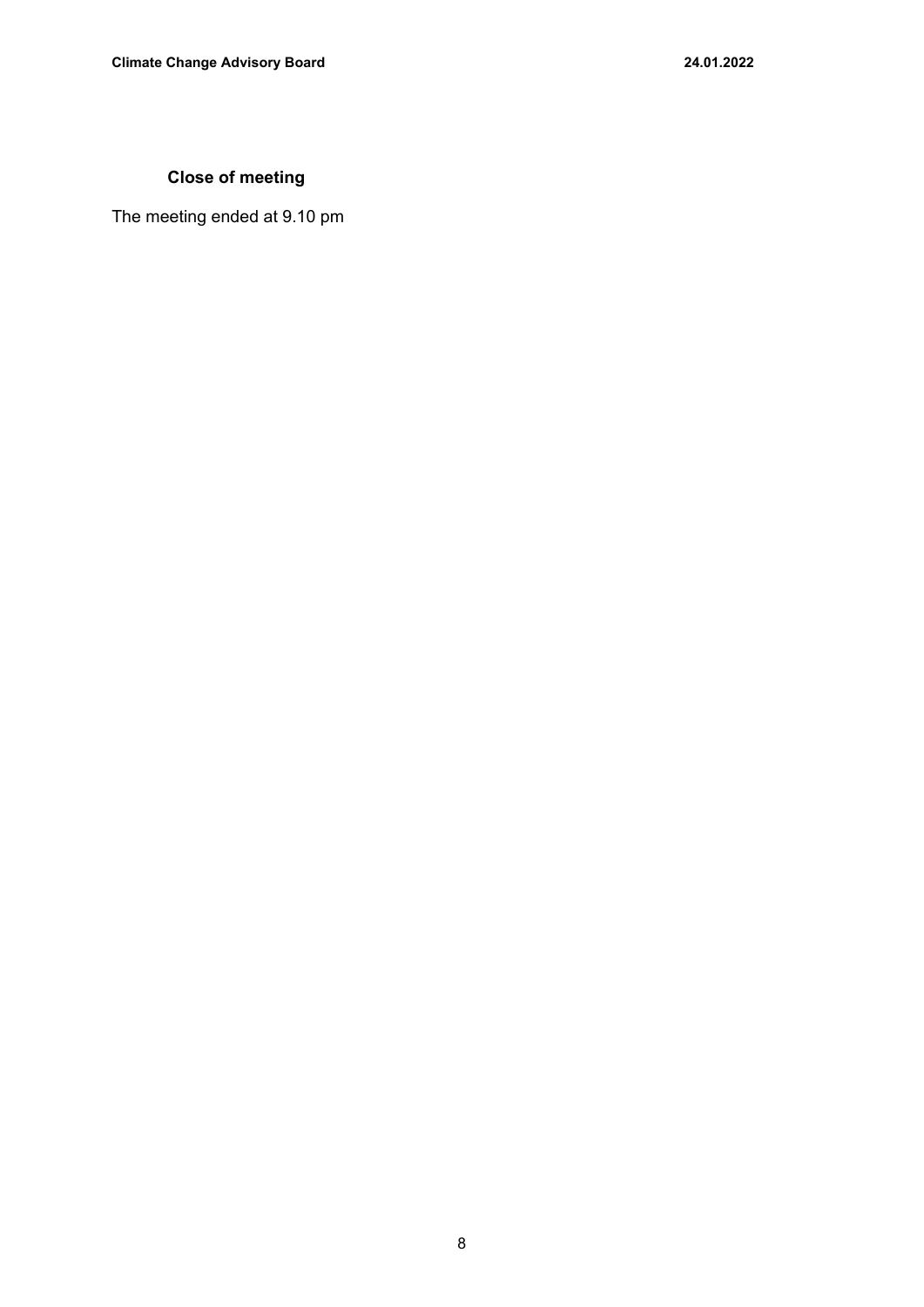## Close of meeting

The meeting ended at 9.10 pm